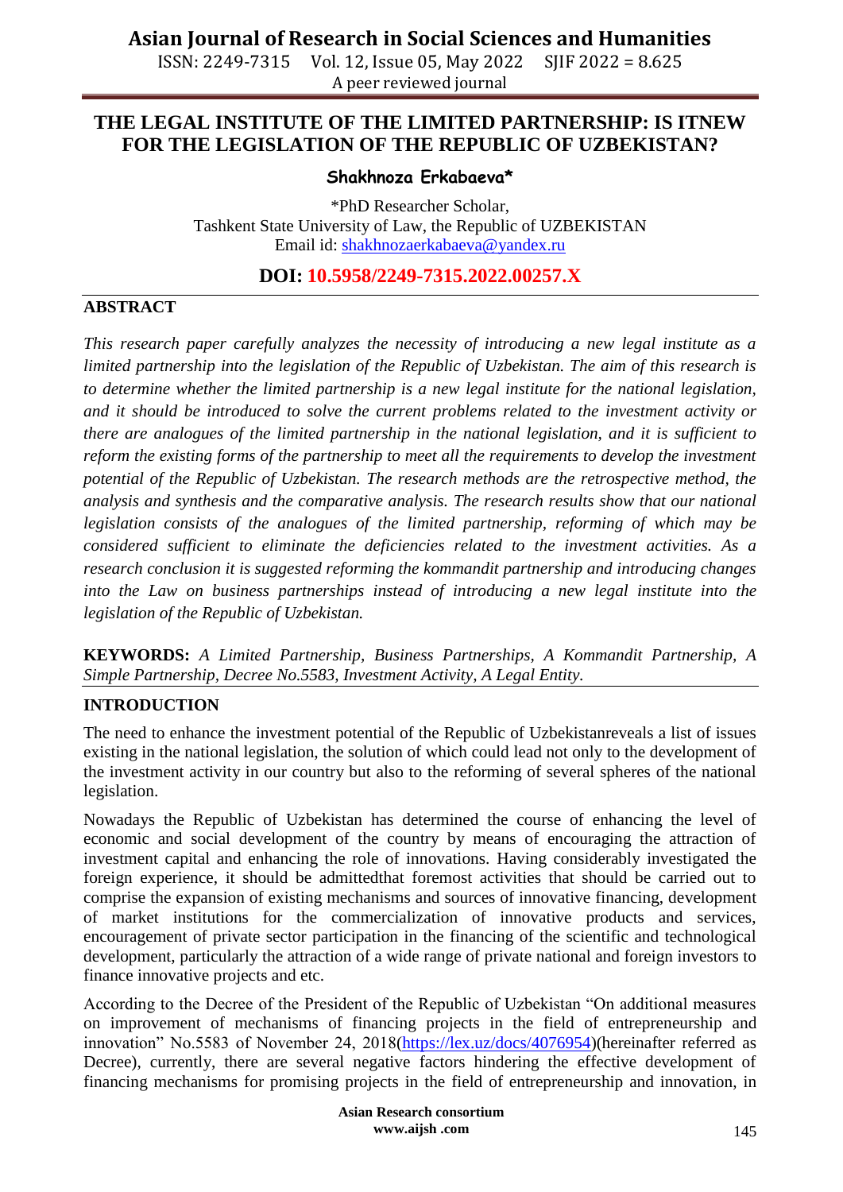# THE LEGAL INSTITUTE OF THE LIMITED PARTNERSHIP: IS ITNEW FOR THE LEGISLATION OF THE REPUBLIC OF UZBEKISTAN?

**Shakhnoza Erkabaeva***

*PhD Researcher Scholar,
Tashkent State University of Law, the Republic of UZBEKISTAN
Email id: shakhnozaerkabaeva@yandex.ru

**DOI: 10.5958/2249-7315.2022.00257.X**

## ABSTRACT

*This research paper carefully analyzes the necessity of introducing a new legal institute as a limited partnership into the legislation of the Republic of Uzbekistan. The aim of this research is to determine whether the limited partnership is a new legal institute for the national legislation, and it should be introduced to solve the current problems related to the investment activity or there are analogues of the limited partnership in the national legislation, and it is sufficient to reform the existing forms of the partnership to meet all the requirements to develop the investment potential of the Republic of Uzbekistan. The research methods are the retrospective method, the analysis and synthesis and the comparative analysis. The research results show that our national legislation consists of the analogues of the limited partnership, reforming of which may be considered sufficient to eliminate the deficiencies related to the investment activities. As a research conclusion it is suggested reforming the kommandit partnership and introducing changes into the Law on business partnerships instead of introducing a new legal institute into the legislation of the Republic of Uzbekistan.*

**KEYWORDS:** *A Limited Partnership, Business Partnerships, A Kommandit Partnership, A Simple Partnership, Decree No.5583, Investment Activity, A Legal Entity.*

## INTRODUCTION

The need to enhance the investment potential of the Republic of Uzbekistanreveals a list of issues existing in the national legislation, the solution of which could lead not only to the development of the investment activity in our country but also to the reforming of several spheres of the national legislation.

Nowadays the Republic of Uzbekistan has determined the course of enhancing the level of economic and social development of the country by means of encouraging the attraction of investment capital and enhancing the role of innovations. Having considerably investigated the foreign experience, it should be admittedthat foremost activities that should be carried out to comprise the expansion of existing mechanisms and sources of innovative financing, development of market institutions for the commercialization of innovative products and services, encouragement of private sector participation in the financing of the scientific and technological development, particularly the attraction of a wide range of private national and foreign investors to finance innovative projects and etc.

According to the Decree of the President of the Republic of Uzbekistan "On additional measures on improvement of mechanisms of financing projects in the field of entrepreneurship and innovation" No.5583 of November 24, 2018(https://lex.uz/docs/4076954)(hereinafter referred as Decree), currently, there are several negative factors hindering the effective development of financing mechanisms for promising projects in the field of entrepreneurship and innovation, in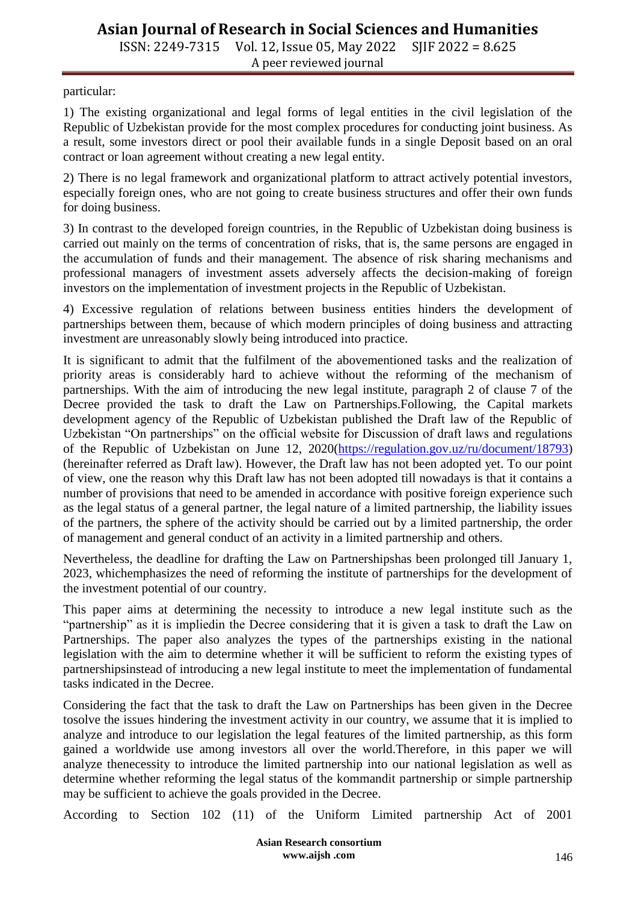particular:

1) The existing organizational and legal forms of legal entities in the civil legislation of the Republic of Uzbekistan provide for the most complex procedures for conducting joint business. As a result, some investors direct or pool their available funds in a single Deposit based on an oral contract or loan agreement without creating a new legal entity.

2) There is no legal framework and organizational platform to attract actively potential investors, especially foreign ones, who are not going to create business structures and offer their own funds for doing business.

3) In contrast to the developed foreign countries, in the Republic of Uzbekistan doing business is carried out mainly on the terms of concentration of risks, that is, the same persons are engaged in the accumulation of funds and their management. The absence of risk sharing mechanisms and professional managers of investment assets adversely affects the decision-making of foreign investors on the implementation of investment projects in the Republic of Uzbekistan.

4) Excessive regulation of relations between business entities hinders the development of partnerships between them, because of which modern principles of doing business and attracting investment are unreasonably slowly being introduced into practice.

It is significant to admit that the fulfilment of the abovementioned tasks and the realization of priority areas is considerably hard to achieve without the reforming of the mechanism of partnerships. With the aim of introducing the new legal institute, paragraph 2 of clause 7 of the Decree provided the task to draft the Law on Partnerships.Following, the Capital markets development agency of the Republic of Uzbekistan published the Draft law of the Republic of Uzbekistan "On partnerships" on the official website for Discussion of draft laws and regulations of the Republic of Uzbekistan on June 12, 2020(https://regulation.gov.uz/ru/document/18793) (hereinafter referred as Draft law). However, the Draft law has not been adopted yet. To our point of view, one the reason why this Draft law has not been adopted till nowadays is that it contains a number of provisions that need to be amended in accordance with positive foreign experience such as the legal status of a general partner, the legal nature of a limited partnership, the liability issues of the partners, the sphere of the activity should be carried out by a limited partnership, the order of management and general conduct of an activity in a limited partnership and others.

Nevertheless, the deadline for drafting the Law on Partnershipshas been prolonged till January 1, 2023, whichemphasizes the need of reforming the institute of partnerships for the development of the investment potential of our country.

This paper aims at determining the necessity to introduce a new legal institute such as the "partnership" as it is impliedin the Decree considering that it is given a task to draft the Law on Partnerships. The paper also analyzes the types of the partnerships existing in the national legislation with the aim to determine whether it will be sufficient to reform the existing types of partnershipsinstead of introducing a new legal institute to meet the implementation of fundamental tasks indicated in the Decree.

Considering the fact that the task to draft the Law on Partnerships has been given in the Decree tosolve the issues hindering the investment activity in our country, we assume that it is implied to analyze and introduce to our legislation the legal features of the limited partnership, as this form gained a worldwide use among investors all over the world.Therefore, in this paper we will analyze thenecessity to introduce the limited partnership into our national legislation as well as determine whether reforming the legal status of the kommandit partnership or simple partnership may be sufficient to achieve the goals provided in the Decree.

According to Section 102 (11) of the Uniform Limited partnership Act of 2001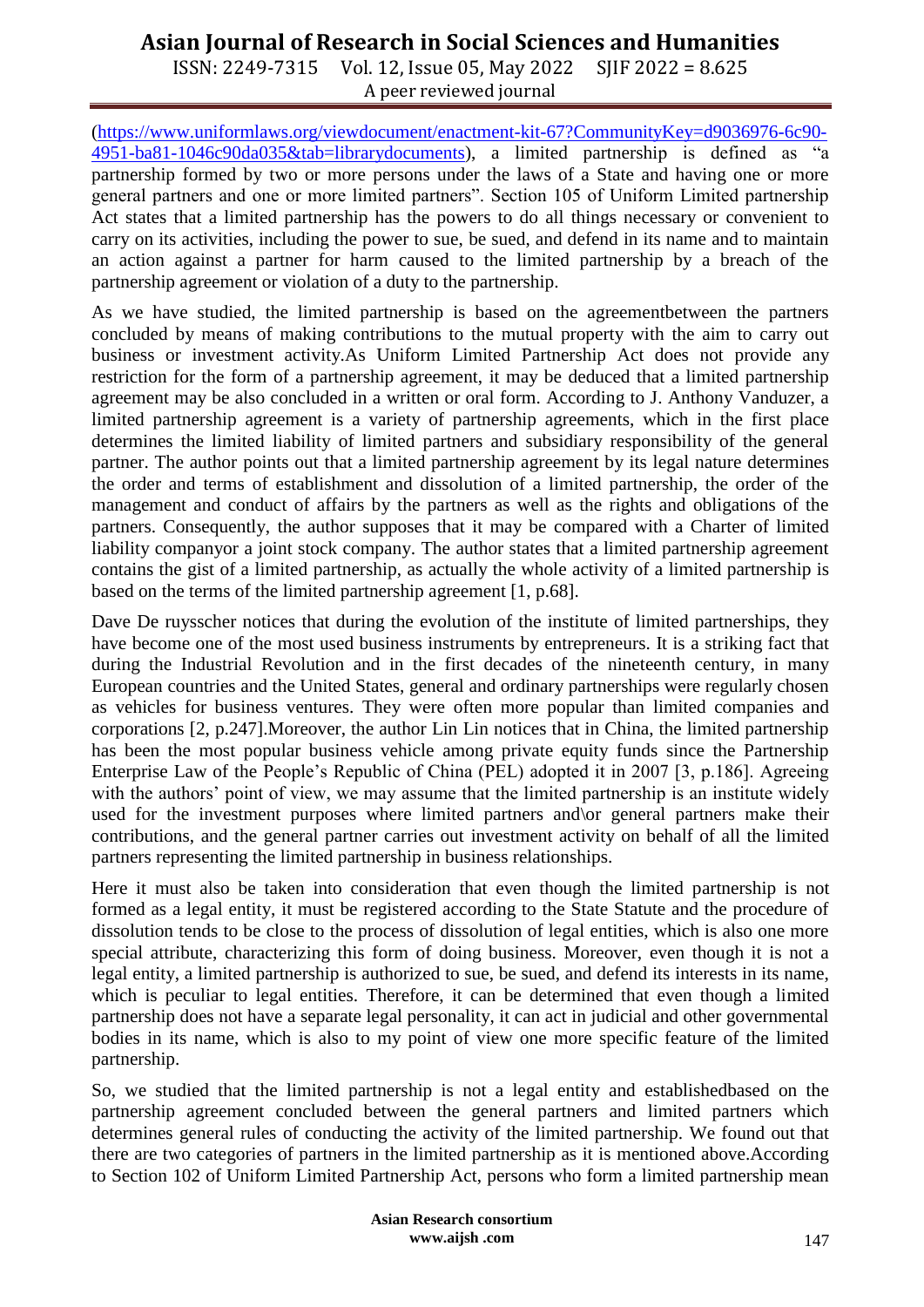(https://www.uniformlaws.org/viewdocument/enactment-kit-67?CommunityKey=d9036976-6c90-4951-ba81-1046c90da035&tab=librarydocuments), a limited partnership is defined as "a partnership formed by two or more persons under the laws of a State and having one or more general partners and one or more limited partners". Section 105 of Uniform Limited partnership Act states that a limited partnership has the powers to do all things necessary or convenient to carry on its activities, including the power to sue, be sued, and defend in its name and to maintain an action against a partner for harm caused to the limited partnership by a breach of the partnership agreement or violation of a duty to the partnership.

As we have studied, the limited partnership is based on the agreementbetween the partners concluded by means of making contributions to the mutual property with the aim to carry out business or investment activity.As Uniform Limited Partnership Act does not provide any restriction for the form of a partnership agreement, it may be deduced that a limited partnership agreement may be also concluded in a written or oral form. According to J. Anthony Vanduzer, a limited partnership agreement is a variety of partnership agreements, which in the first place determines the limited liability of limited partners and subsidiary responsibility of the general partner. The author points out that a limited partnership agreement by its legal nature determines the order and terms of establishment and dissolution of a limited partnership, the order of the management and conduct of affairs by the partners as well as the rights and obligations of the partners. Consequently, the author supposes that it may be compared with a Charter of limited liability companyor a joint stock company. The author states that a limited partnership agreement contains the gist of a limited partnership, as actually the whole activity of a limited partnership is based on the terms of the limited partnership agreement [1, p.68].

Dave De ruysscher notices that during the evolution of the institute of limited partnerships, they have become one of the most used business instruments by entrepreneurs. It is a striking fact that during the Industrial Revolution and in the first decades of the nineteenth century, in many European countries and the United States, general and ordinary partnerships were regularly chosen as vehicles for business ventures. They were often more popular than limited companies and corporations [2, p.247].Moreover, the author Lin Lin notices that in China, the limited partnership has been the most popular business vehicle among private equity funds since the Partnership Enterprise Law of the People's Republic of China (PEL) adopted it in 2007 [3, p.186]. Agreeing with the authors' point of view, we may assume that the limited partnership is an institute widely used for the investment purposes where limited partners and\or general partners make their contributions, and the general partner carries out investment activity on behalf of all the limited partners representing the limited partnership in business relationships.

Here it must also be taken into consideration that even though the limited partnership is not formed as a legal entity, it must be registered according to the State Statute and the procedure of dissolution tends to be close to the process of dissolution of legal entities, which is also one more special attribute, characterizing this form of doing business. Moreover, even though it is not a legal entity, a limited partnership is authorized to sue, be sued, and defend its interests in its name, which is peculiar to legal entities. Therefore, it can be determined that even though a limited partnership does not have a separate legal personality, it can act in judicial and other governmental bodies in its name, which is also to my point of view one more specific feature of the limited partnership.

So, we studied that the limited partnership is not a legal entity and establishedbased on the partnership agreement concluded between the general partners and limited partners which determines general rules of conducting the activity of the limited partnership. We found out that there are two categories of partners in the limited partnership as it is mentioned above.According to Section 102 of Uniform Limited Partnership Act, persons who form a limited partnership mean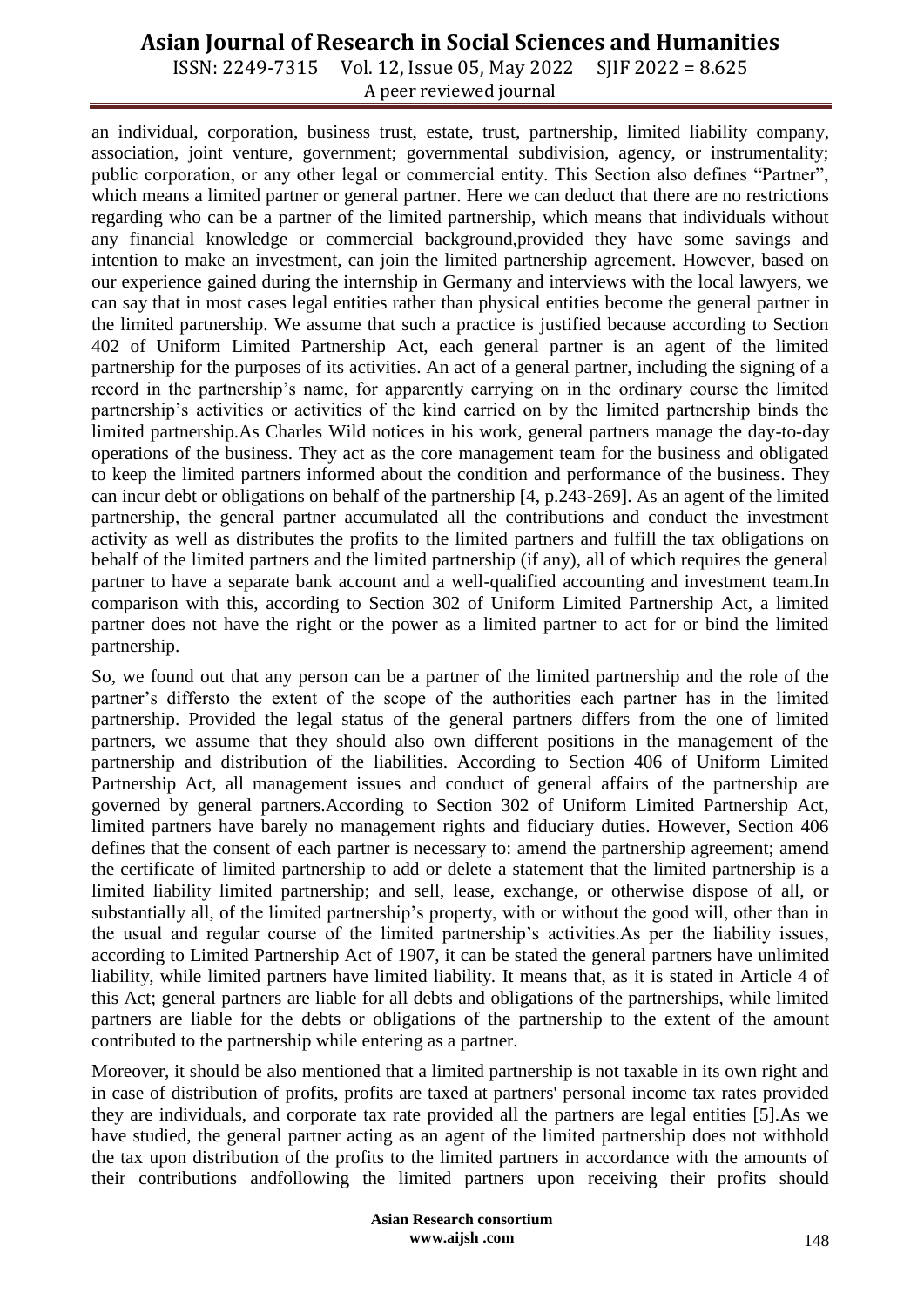an individual, corporation, business trust, estate, trust, partnership, limited liability company, association, joint venture, government; governmental subdivision, agency, or instrumentality; public corporation, or any other legal or commercial entity. This Section also defines "Partner", which means a limited partner or general partner. Here we can deduct that there are no restrictions regarding who can be a partner of the limited partnership, which means that individuals without any financial knowledge or commercial background,provided they have some savings and intention to make an investment, can join the limited partnership agreement. However, based on our experience gained during the internship in Germany and interviews with the local lawyers, we can say that in most cases legal entities rather than physical entities become the general partner in the limited partnership. We assume that such a practice is justified because according to Section 402 of Uniform Limited Partnership Act, each general partner is an agent of the limited partnership for the purposes of its activities. An act of a general partner, including the signing of a record in the partnership's name, for apparently carrying on in the ordinary course the limited partnership's activities or activities of the kind carried on by the limited partnership binds the limited partnership.As Charles Wild notices in his work, general partners manage the day-to-day operations of the business. They act as the core management team for the business and obligated to keep the limited partners informed about the condition and performance of the business. They can incur debt or obligations on behalf of the partnership [4, p.243-269]. As an agent of the limited partnership, the general partner accumulated all the contributions and conduct the investment activity as well as distributes the profits to the limited partners and fulfill the tax obligations on behalf of the limited partners and the limited partnership (if any), all of which requires the general partner to have a separate bank account and a well-qualified accounting and investment team.In comparison with this, according to Section 302 of Uniform Limited Partnership Act, a limited partner does not have the right or the power as a limited partner to act for or bind the limited partnership.

So, we found out that any person can be a partner of the limited partnership and the role of the partner's differsto the extent of the scope of the authorities each partner has in the limited partnership. Provided the legal status of the general partners differs from the one of limited partners, we assume that they should also own different positions in the management of the partnership and distribution of the liabilities. According to Section 406 of Uniform Limited Partnership Act, all management issues and conduct of general affairs of the partnership are governed by general partners.According to Section 302 of Uniform Limited Partnership Act, limited partners have barely no management rights and fiduciary duties. However, Section 406 defines that the consent of each partner is necessary to: amend the partnership agreement; amend the certificate of limited partnership to add or delete a statement that the limited partnership is a limited liability limited partnership; and sell, lease, exchange, or otherwise dispose of all, or substantially all, of the limited partnership's property, with or without the good will, other than in the usual and regular course of the limited partnership's activities.As per the liability issues, according to Limited Partnership Act of 1907, it can be stated the general partners have unlimited liability, while limited partners have limited liability. It means that, as it is stated in Article 4 of this Act; general partners are liable for all debts and obligations of the partnerships, while limited partners are liable for the debts or obligations of the partnership to the extent of the amount contributed to the partnership while entering as a partner.

Moreover, it should be also mentioned that a limited partnership is not taxable in its own right and in case of distribution of profits, profits are taxed at partners' personal income tax rates provided they are individuals, and corporate tax rate provided all the partners are legal entities [5].As we have studied, the general partner acting as an agent of the limited partnership does not withhold the tax upon distribution of the profits to the limited partners in accordance with the amounts of their contributions andfollowing the limited partners upon receiving their profits should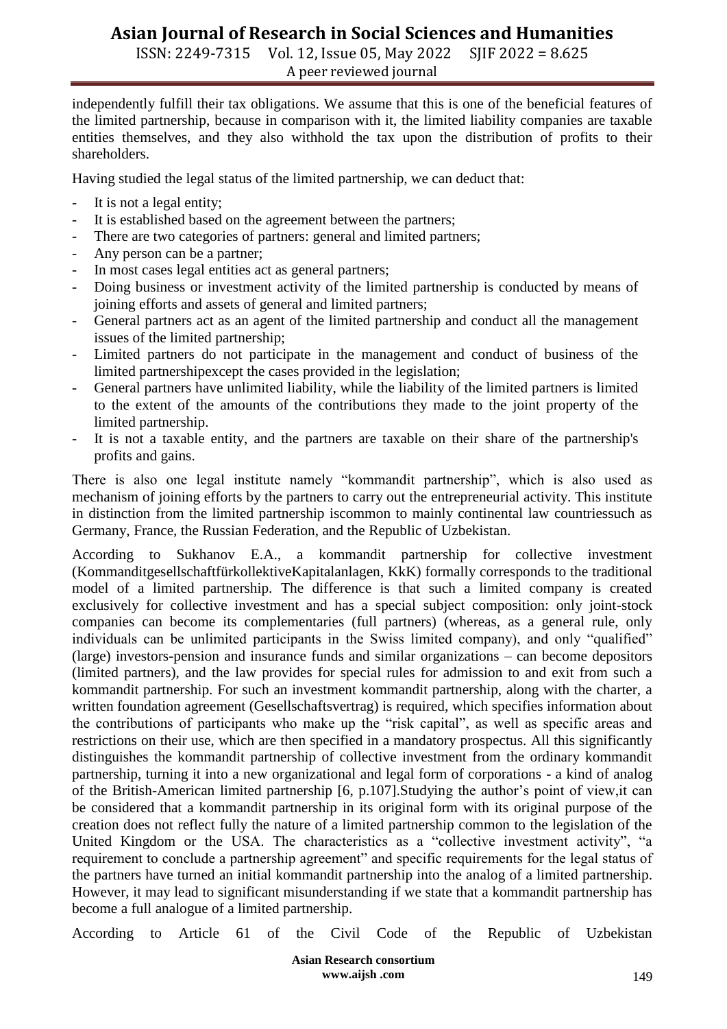independently fulfill their tax obligations. We assume that this is one of the beneficial features of the limited partnership, because in comparison with it, the limited liability companies are taxable entities themselves, and they also withhold the tax upon the distribution of profits to their shareholders.

Having studied the legal status of the limited partnership, we can deduct that:

- It is not a legal entity;
- It is established based on the agreement between the partners;
- There are two categories of partners: general and limited partners;
- Any person can be a partner;
- In most cases legal entities act as general partners;
- Doing business or investment activity of the limited partnership is conducted by means of joining efforts and assets of general and limited partners;
- General partners act as an agent of the limited partnership and conduct all the management issues of the limited partnership;
- Limited partners do not participate in the management and conduct of business of the limited partnershipexcept the cases provided in the legislation;
- General partners have unlimited liability, while the liability of the limited partners is limited to the extent of the amounts of the contributions they made to the joint property of the limited partnership.
- It is not a taxable entity, and the partners are taxable on their share of the partnership's profits and gains.

There is also one legal institute namely "kommandit partnership", which is also used as mechanism of joining efforts by the partners to carry out the entrepreneurial activity. This institute in distinction from the limited partnership iscommon to mainly continental law countriessuch as Germany, France, the Russian Federation, and the Republic of Uzbekistan.

According to Sukhanov E.A., a kommandit partnership for collective investment (KommanditgesellschaftfürkollektiveKapitalanlagen, KkK) formally corresponds to the traditional model of a limited partnership. The difference is that such a limited company is created exclusively for collective investment and has a special subject composition: only joint-stock companies can become its complementaries (full partners) (whereas, as a general rule, only individuals can be unlimited participants in the Swiss limited company), and only "qualified" (large) investors-pension and insurance funds and similar organizations – can become depositors (limited partners), and the law provides for special rules for admission to and exit from such a kommandit partnership. For such an investment kommandit partnership, along with the charter, a written foundation agreement (Gesellschaftsvertrag) is required, which specifies information about the contributions of participants who make up the "risk capital", as well as specific areas and restrictions on their use, which are then specified in a mandatory prospectus. All this significantly distinguishes the kommandit partnership of collective investment from the ordinary kommandit partnership, turning it into a new organizational and legal form of corporations - a kind of analog of the British-American limited partnership [6, p.107].Studying the author's point of view,it can be considered that a kommandit partnership in its original form with its original purpose of the creation does not reflect fully the nature of a limited partnership common to the legislation of the United Kingdom or the USA. The characteristics as a "collective investment activity", "a requirement to conclude a partnership agreement" and specific requirements for the legal status of the partners have turned an initial kommandit partnership into the analog of a limited partnership. However, it may lead to significant misunderstanding if we state that a kommandit partnership has become a full analogue of a limited partnership.

According to Article 61 of the Civil Code of the Republic of Uzbekistan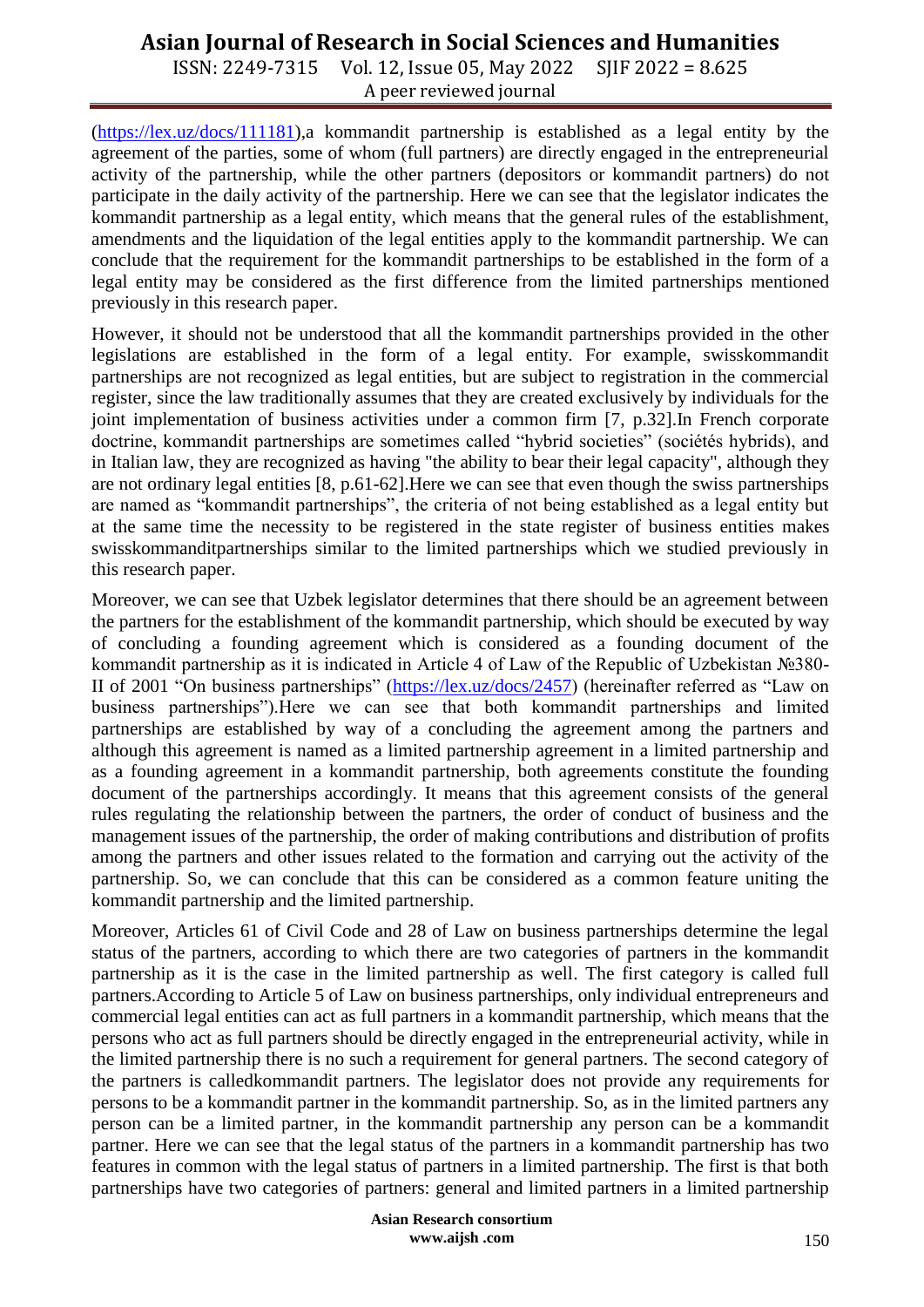(https://lex.uz/docs/111181),a kommandit partnership is established as a legal entity by the agreement of the parties, some of whom (full partners) are directly engaged in the entrepreneurial activity of the partnership, while the other partners (depositors or kommandit partners) do not participate in the daily activity of the partnership. Here we can see that the legislator indicates the kommandit partnership as a legal entity, which means that the general rules of the establishment, amendments and the liquidation of the legal entities apply to the kommandit partnership. We can conclude that the requirement for the kommandit partnerships to be established in the form of a legal entity may be considered as the first difference from the limited partnerships mentioned previously in this research paper.

However, it should not be understood that all the kommandit partnerships provided in the other legislations are established in the form of a legal entity. For example, swisskommandit partnerships are not recognized as legal entities, but are subject to registration in the commercial register, since the law traditionally assumes that they are created exclusively by individuals for the joint implementation of business activities under a common firm [7, p.32].In French corporate doctrine, kommandit partnerships are sometimes called "hybrid societies" (sociétés hybrids), and in Italian law, they are recognized as having "the ability to bear their legal capacity", although they are not ordinary legal entities [8, p.61-62].Here we can see that even though the swiss partnerships are named as "kommandit partnerships", the criteria of not being established as a legal entity but at the same time the necessity to be registered in the state register of business entities makes swisskommanditpartnerships similar to the limited partnerships which we studied previously in this research paper.

Moreover, we can see that Uzbek legislator determines that there should be an agreement between the partners for the establishment of the kommandit partnership, which should be executed by way of concluding a founding agreement which is considered as a founding document of the kommandit partnership as it is indicated in Article 4 of Law of the Republic of Uzbekistan №380-II of 2001 "On business partnerships" (https://lex.uz/docs/2457) (hereinafter referred as "Law on business partnerships").Here we can see that both kommandit partnerships and limited partnerships are established by way of a concluding the agreement among the partners and although this agreement is named as a limited partnership agreement in a limited partnership and as a founding agreement in a kommandit partnership, both agreements constitute the founding document of the partnerships accordingly. It means that this agreement consists of the general rules regulating the relationship between the partners, the order of conduct of business and the management issues of the partnership, the order of making contributions and distribution of profits among the partners and other issues related to the formation and carrying out the activity of the partnership. So, we can conclude that this can be considered as a common feature uniting the kommandit partnership and the limited partnership.

Moreover, Articles 61 of Civil Code and 28 of Law on business partnerships determine the legal status of the partners, according to which there are two categories of partners in the kommandit partnership as it is the case in the limited partnership as well. The first category is called full partners.According to Article 5 of Law on business partnerships, only individual entrepreneurs and commercial legal entities can act as full partners in a kommandit partnership, which means that the persons who act as full partners should be directly engaged in the entrepreneurial activity, while in the limited partnership there is no such a requirement for general partners. The second category of the partners is calledkommandit partners. The legislator does not provide any requirements for persons to be a kommandit partner in the kommandit partnership. So, as in the limited partners any person can be a limited partner, in the kommandit partnership any person can be a kommandit partner. Here we can see that the legal status of the partners in a kommandit partnership has two features in common with the legal status of partners in a limited partnership. The first is that both partnerships have two categories of partners: general and limited partners in a limited partnership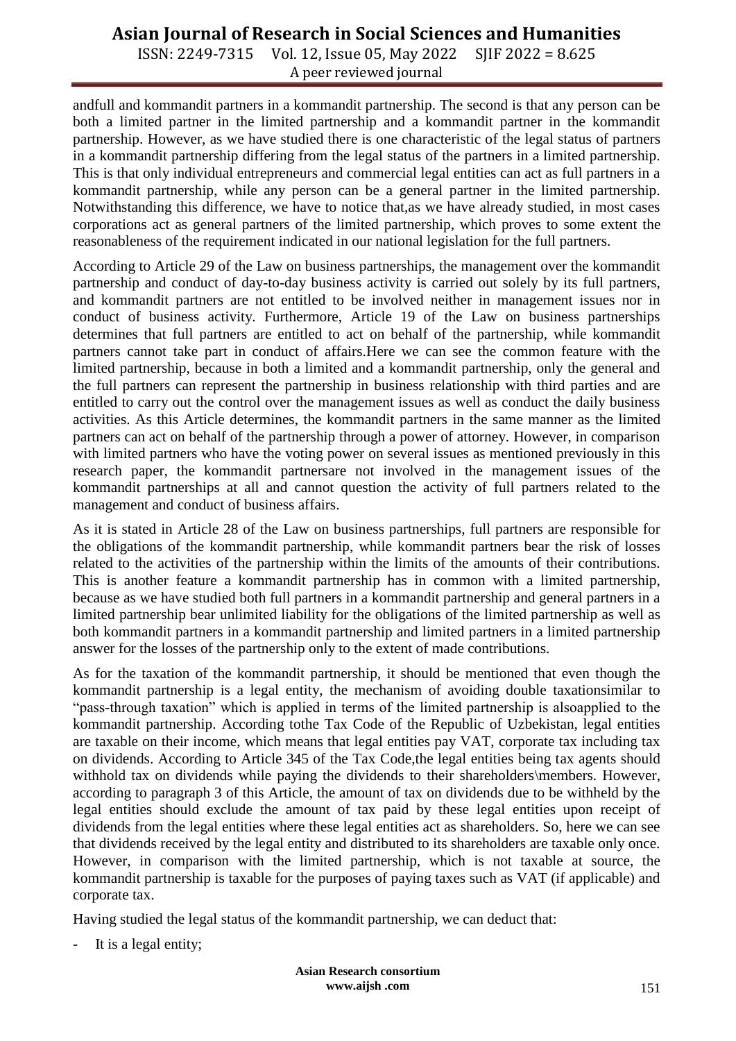andfull and kommandit partners in a kommandit partnership. The second is that any person can be both a limited partner in the limited partnership and a kommandit partner in the kommandit partnership. However, as we have studied there is one characteristic of the legal status of partners in a kommandit partnership differing from the legal status of the partners in a limited partnership. This is that only individual entrepreneurs and commercial legal entities can act as full partners in a kommandit partnership, while any person can be a general partner in the limited partnership. Notwithstanding this difference, we have to notice that,as we have already studied, in most cases corporations act as general partners of the limited partnership, which proves to some extent the reasonableness of the requirement indicated in our national legislation for the full partners.

According to Article 29 of the Law on business partnerships, the management over the kommandit partnership and conduct of day-to-day business activity is carried out solely by its full partners, and kommandit partners are not entitled to be involved neither in management issues nor in conduct of business activity. Furthermore, Article 19 of the Law on business partnerships determines that full partners are entitled to act on behalf of the partnership, while kommandit partners cannot take part in conduct of affairs.Here we can see the common feature with the limited partnership, because in both a limited and a kommandit partnership, only the general and the full partners can represent the partnership in business relationship with third parties and are entitled to carry out the control over the management issues as well as conduct the daily business activities. As this Article determines, the kommandit partners in the same manner as the limited partners can act on behalf of the partnership through a power of attorney. However, in comparison with limited partners who have the voting power on several issues as mentioned previously in this research paper, the kommandit partnersare not involved in the management issues of the kommandit partnerships at all and cannot question the activity of full partners related to the management and conduct of business affairs.

As it is stated in Article 28 of the Law on business partnerships, full partners are responsible for the obligations of the kommandit partnership, while kommandit partners bear the risk of losses related to the activities of the partnership within the limits of the amounts of their contributions. This is another feature a kommandit partnership has in common with a limited partnership, because as we have studied both full partners in a kommandit partnership and general partners in a limited partnership bear unlimited liability for the obligations of the limited partnership as well as both kommandit partners in a kommandit partnership and limited partners in a limited partnership answer for the losses of the partnership only to the extent of made contributions.

As for the taxation of the kommandit partnership, it should be mentioned that even though the kommandit partnership is a legal entity, the mechanism of avoiding double taxationsimilar to "pass-through taxation" which is applied in terms of the limited partnership is alsoapplied to the kommandit partnership. According tothe Tax Code of the Republic of Uzbekistan, legal entities are taxable on their income, which means that legal entities pay VAT, corporate tax including tax on dividends. According to Article 345 of the Tax Code,the legal entities being tax agents should withhold tax on dividends while paying the dividends to their shareholders\members. However, according to paragraph 3 of this Article, the amount of tax on dividends due to be withheld by the legal entities should exclude the amount of tax paid by these legal entities upon receipt of dividends from the legal entities where these legal entities act as shareholders. So, here we can see that dividends received by the legal entity and distributed to its shareholders are taxable only once. However, in comparison with the limited partnership, which is not taxable at source, the kommandit partnership is taxable for the purposes of paying taxes such as VAT (if applicable) and corporate tax.

Having studied the legal status of the kommandit partnership, we can deduct that:

- It is a legal entity;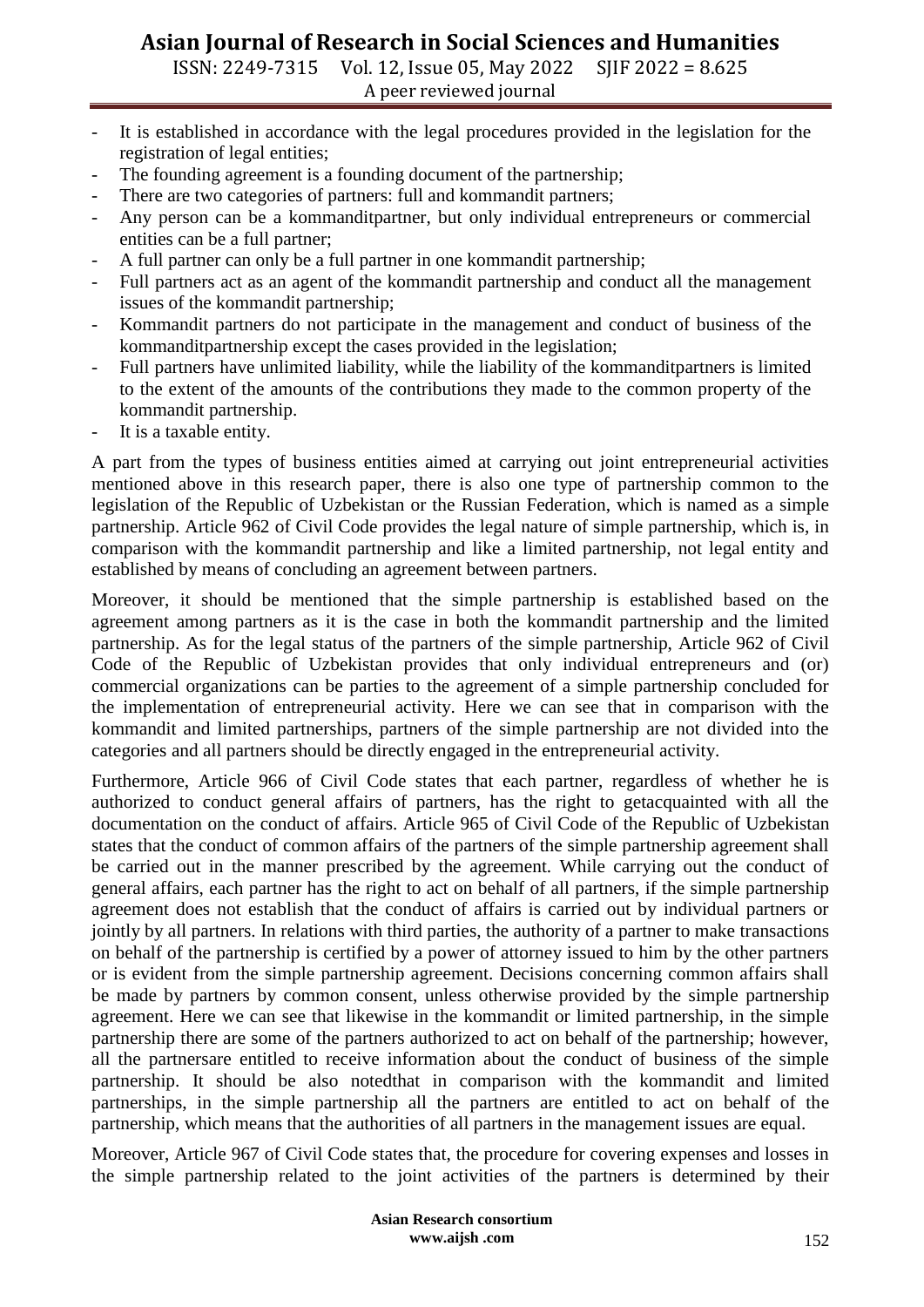- It is established in accordance with the legal procedures provided in the legislation for the registration of legal entities;
- The founding agreement is a founding document of the partnership;
- There are two categories of partners: full and kommandit partners;
- Any person can be a kommanditpartner, but only individual entrepreneurs or commercial entities can be a full partner;
- A full partner can only be a full partner in one kommandit partnership;
- Full partners act as an agent of the kommandit partnership and conduct all the management issues of the kommandit partnership;
- Kommandit partners do not participate in the management and conduct of business of the kommanditpartnership except the cases provided in the legislation;
- Full partners have unlimited liability, while the liability of the kommanditpartners is limited to the extent of the amounts of the contributions they made to the common property of the kommandit partnership.
- It is a taxable entity.

A part from the types of business entities aimed at carrying out joint entrepreneurial activities mentioned above in this research paper, there is also one type of partnership common to the legislation of the Republic of Uzbekistan or the Russian Federation, which is named as a simple partnership. Article 962 of Civil Code provides the legal nature of simple partnership, which is, in comparison with the kommandit partnership and like a limited partnership, not legal entity and established by means of concluding an agreement between partners.

Moreover, it should be mentioned that the simple partnership is established based on the agreement among partners as it is the case in both the kommandit partnership and the limited partnership. As for the legal status of the partners of the simple partnership, Article 962 of Civil Code of the Republic of Uzbekistan provides that only individual entrepreneurs and (or) commercial organizations can be parties to the agreement of a simple partnership concluded for the implementation of entrepreneurial activity. Here we can see that in comparison with the kommandit and limited partnerships, partners of the simple partnership are not divided into the categories and all partners should be directly engaged in the entrepreneurial activity.

Furthermore, Article 966 of Civil Code states that each partner, regardless of whether he is authorized to conduct general affairs of partners, has the right to getacquainted with all the documentation on the conduct of affairs. Article 965 of Civil Code of the Republic of Uzbekistan states that the conduct of common affairs of the partners of the simple partnership agreement shall be carried out in the manner prescribed by the agreement. While carrying out the conduct of general affairs, each partner has the right to act on behalf of all partners, if the simple partnership agreement does not establish that the conduct of affairs is carried out by individual partners or jointly by all partners. In relations with third parties, the authority of a partner to make transactions on behalf of the partnership is certified by a power of attorney issued to him by the other partners or is evident from the simple partnership agreement. Decisions concerning common affairs shall be made by partners by common consent, unless otherwise provided by the simple partnership agreement. Here we can see that likewise in the kommandit or limited partnership, in the simple partnership there are some of the partners authorized to act on behalf of the partnership; however, all the partnersare entitled to receive information about the conduct of business of the simple partnership. It should be also notedthat in comparison with the kommandit and limited partnerships, in the simple partnership all the partners are entitled to act on behalf of the partnership, which means that the authorities of all partners in the management issues are equal.

Moreover, Article 967 of Civil Code states that, the procedure for covering expenses and losses in the simple partnership related to the joint activities of the partners is determined by their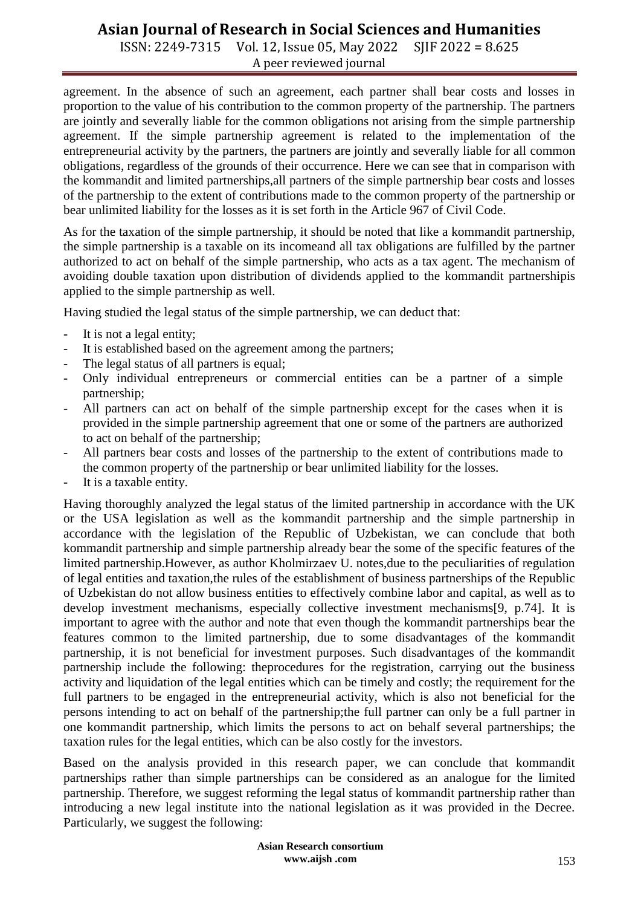agreement. In the absence of such an agreement, each partner shall bear costs and losses in proportion to the value of his contribution to the common property of the partnership. The partners are jointly and severally liable for the common obligations not arising from the simple partnership agreement. If the simple partnership agreement is related to the implementation of the entrepreneurial activity by the partners, the partners are jointly and severally liable for all common obligations, regardless of the grounds of their occurrence. Here we can see that in comparison with the kommandit and limited partnerships,all partners of the simple partnership bear costs and losses of the partnership to the extent of contributions made to the common property of the partnership or bear unlimited liability for the losses as it is set forth in the Article 967 of Civil Code.

As for the taxation of the simple partnership, it should be noted that like a kommandit partnership, the simple partnership is a taxable on its incomeand all tax obligations are fulfilled by the partner authorized to act on behalf of the simple partnership, who acts as a tax agent. The mechanism of avoiding double taxation upon distribution of dividends applied to the kommandit partnershipis applied to the simple partnership as well.

Having studied the legal status of the simple partnership, we can deduct that:

- It is not a legal entity;
- It is established based on the agreement among the partners;
- The legal status of all partners is equal;
- Only individual entrepreneurs or commercial entities can be a partner of a simple partnership;
- All partners can act on behalf of the simple partnership except for the cases when it is provided in the simple partnership agreement that one or some of the partners are authorized to act on behalf of the partnership;
- All partners bear costs and losses of the partnership to the extent of contributions made to the common property of the partnership or bear unlimited liability for the losses.
- It is a taxable entity.

Having thoroughly analyzed the legal status of the limited partnership in accordance with the UK or the USA legislation as well as the kommandit partnership and the simple partnership in accordance with the legislation of the Republic of Uzbekistan, we can conclude that both kommandit partnership and simple partnership already bear the some of the specific features of the limited partnership.However, as author Kholmirzaev U. notes,due to the peculiarities of regulation of legal entities and taxation,the rules of the establishment of business partnerships of the Republic of Uzbekistan do not allow business entities to effectively combine labor and capital, as well as to develop investment mechanisms, especially collective investment mechanisms[9, p.74]. It is important to agree with the author and note that even though the kommandit partnerships bear the features common to the limited partnership, due to some disadvantages of the kommandit partnership, it is not beneficial for investment purposes. Such disadvantages of the kommandit partnership include the following: theprocedures for the registration, carrying out the business activity and liquidation of the legal entities which can be timely and costly; the requirement for the full partners to be engaged in the entrepreneurial activity, which is also not beneficial for the persons intending to act on behalf of the partnership;the full partner can only be a full partner in one kommandit partnership, which limits the persons to act on behalf several partnerships; the taxation rules for the legal entities, which can be also costly for the investors.

Based on the analysis provided in this research paper, we can conclude that kommandit partnerships rather than simple partnerships can be considered as an analogue for the limited partnership. Therefore, we suggest reforming the legal status of kommandit partnership rather than introducing a new legal institute into the national legislation as it was provided in the Decree. Particularly, we suggest the following: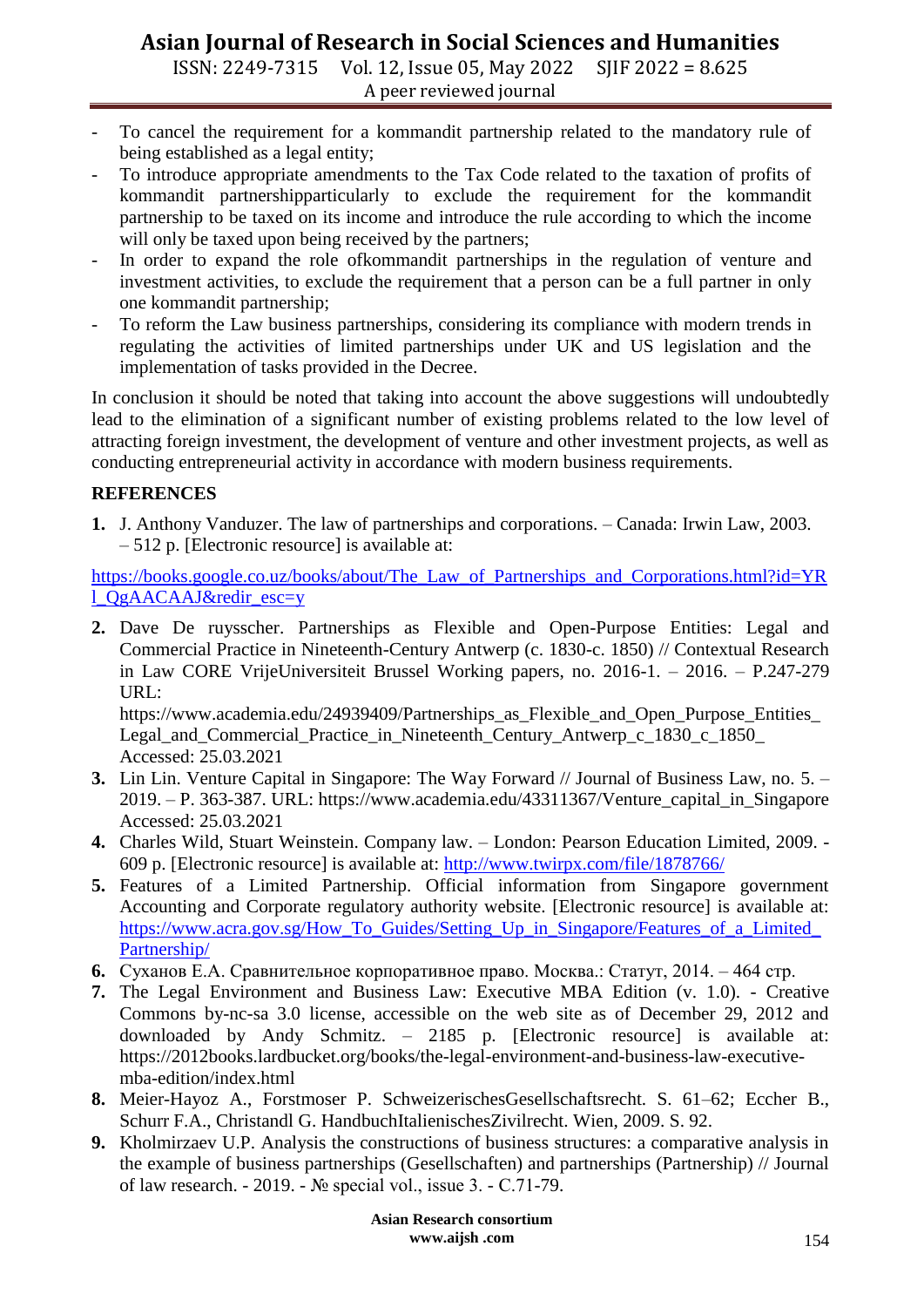- To cancel the requirement for a kommandit partnership related to the mandatory rule of being established as a legal entity;
- To introduce appropriate amendments to the Tax Code related to the taxation of profits of kommandit partnershipparticularly to exclude the requirement for the kommandit partnership to be taxed on its income and introduce the rule according to which the income will only be taxed upon being received by the partners;
- In order to expand the role ofkommandit partnerships in the regulation of venture and investment activities, to exclude the requirement that a person can be a full partner in only one kommandit partnership;
- To reform the Law business partnerships, considering its compliance with modern trends in regulating the activities of limited partnerships under UK and US legislation and the implementation of tasks provided in the Decree.

In conclusion it should be noted that taking into account the above suggestions will undoubtedly lead to the elimination of a significant number of existing problems related to the low level of attracting foreign investment, the development of venture and other investment projects, as well as conducting entrepreneurial activity in accordance with modern business requirements.

## REFERENCES

1. J. Anthony Vanduzer. The law of partnerships and corporations. – Canada: Irwin Law, 2003. – 512 p. [Electronic resource] is available at: https://books.google.co.uz/books/about/The_Law_of_Partnerships_and_Corporations.html?id=YRl_QgAACAAJ&redir_esc=y
2. Dave De ruysscher. Partnerships as Flexible and Open-Purpose Entities: Legal and Commercial Practice in Nineteenth-Century Antwerp (c. 1830-c. 1850) // Contextual Research in Law CORE VrijeUniversiteit Brussel Working papers, no. 2016-1. – 2016. – P.247-279 URL: https://www.academia.edu/24939409/Partnerships_as_Flexible_and_Open_Purpose_Entities_Legal_and_Commercial_Practice_in_Nineteenth_Century_Antwerp_c_1830_c_1850_ Accessed: 25.03.2021
3. Lin Lin. Venture Capital in Singapore: The Way Forward // Journal of Business Law, no. 5. – 2019. – P. 363-387. URL: https://www.academia.edu/43311367/Venture_capital_in_Singapore Accessed: 25.03.2021
4. Charles Wild, Stuart Weinstein. Company law. – London: Pearson Education Limited, 2009. - 609 p. [Electronic resource] is available at: http://www.twirpx.com/file/1878766/
5. Features of a Limited Partnership. Official information from Singapore government Accounting and Corporate regulatory authority website. [Electronic resource] is available at: https://www.acra.gov.sg/How_To_Guides/Setting_Up_in_Singapore/Features_of_a_Limited_Partnership/
6. Суханов Е.А. Сравнительное корпоративное право. Москва.: Статут, 2014. – 464 стр.
7. The Legal Environment and Business Law: Executive MBA Edition (v. 1.0). - Creative Commons by-nc-sa 3.0 license, accessible on the web site as of December 29, 2012 and downloaded by Andy Schmitz. – 2185 p. [Electronic resource] is available at: https://2012books.lardbucket.org/books/the-legal-environment-and-business-law-executive-mba-edition/index.html
8. Meier-Hayoz A., Forstmoser P. SchweizerischesGesellschaftsrecht. S. 61–62; Eccher B., Schurr F.A., Christandl G. HandbuchItalienischesZivilrecht. Wien, 2009. S. 92.
9. Kholmirzaev U.P. Analysis the constructions of business structures: a comparative analysis in the example of business partnerships (Gesellschaften) and partnerships (Partnership) // Journal of law research. - 2019. - № special vol., issue 3. - С.71-79.